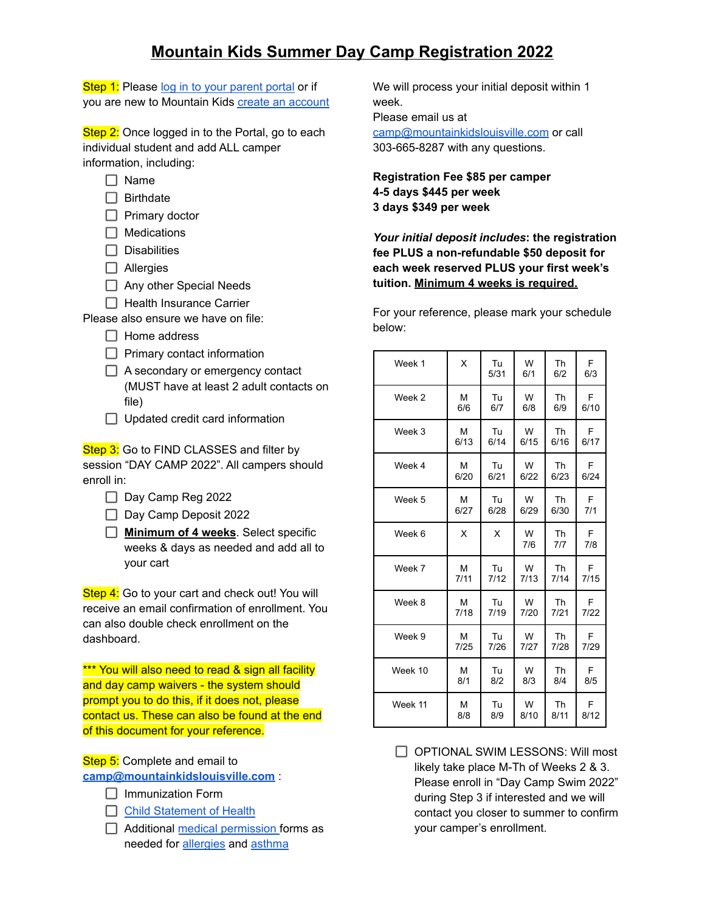# Mountain Kids Summer Day Camp Registration 2022

Step 1: Please log in to your parent portal or if you are new to Mountain Kids create an account

Step 2: Once logged in to the Portal, go to each individual student and add ALL camper information, including:

- [ ] Name
- [ ] Birthdate
- [ ] Primary doctor
- [ ] Medications
- [ ] Disabilities
- [ ] Allergies
- [ ] Any other Special Needs
- [ ] Health Insurance Carrier

Please also ensure we have on file:

- [ ] Home address
- [ ] Primary contact information
- [ ] A secondary or emergency contact (MUST have at least 2 adult contacts on file)
- [ ] Updated credit card information

Step 3: Go to FIND CLASSES and filter by session "DAY CAMP 2022". All campers should enroll in:

- [ ] Day Camp Reg 2022
- [ ] Day Camp Deposit 2022
- [ ] **Minimum of 4 weeks**. Select specific weeks & days as needed and add all to your cart

Step 4: Go to your cart and check out! You will receive an email confirmation of enrollment. You can also double check enrollment on the dashboard.

*** You will also need to read & sign all facility and day camp waivers - the system should prompt you to do this, if it does not, please contact us. These can also be found at the end of this document for your reference.

Step 5: Complete and email to **camp@mountainkidslouisville.com** :

- [ ] Immunization Form
- [ ] Child Statement of Health
- [ ] Additional medical permission forms as needed for allergies and asthma

We will process your initial deposit within 1 week.
Please email us at camp@mountainkidslouisville.com or call 303-665-8287 with any questions.

**Registration Fee $85 per camper**
**4-5 days $445 per week**
**3 days $349 per week**

***Your initial deposit includes*: the registration fee PLUS a non-refundable $50 deposit for each week reserved PLUS your first week's tuition. Minimum 4 weeks is required.**

For your reference, please mark your schedule below:

| | | | | | |
|---|---|---|---|---|---|
| Week 1 | X | Tu 5/31 | W 6/1 | Th 6/2 | F 6/3 |
| Week 2 | M 6/6 | Tu 6/7 | W 6/8 | Th 6/9 | F 6/10 |
| Week 3 | M 6/13 | Tu 6/14 | W 6/15 | Th 6/16 | F 6/17 |
| Week 4 | M 6/20 | Tu 6/21 | W 6/22 | Th 6/23 | F 6/24 |
| Week 5 | M 6/27 | Tu 6/28 | W 6/29 | Th 6/30 | F 7/1 |
| Week 6 | X | X | W 7/6 | Th 7/7 | F 7/8 |
| Week 7 | M 7/11 | Tu 7/12 | W 7/13 | Th 7/14 | F 7/15 |
| Week 8 | M 7/18 | Tu 7/19 | W 7/20 | Th 7/21 | F 7/22 |
| Week 9 | M 7/25 | Tu 7/26 | W 7/27 | Th 7/28 | F 7/29 |
| Week 10 | M 8/1 | Tu 8/2 | W 8/3 | Th 8/4 | F 8/5 |
| Week 11 | M 8/8 | Tu 8/9 | W 8/10 | Th 8/11 | F 8/12 |

- [ ] OPTIONAL SWIM LESSONS: Will most likely take place M-Th of Weeks 2 & 3. Please enroll in "Day Camp Swim 2022" during Step 3 if interested and we will contact you closer to summer to confirm your camper's enrollment.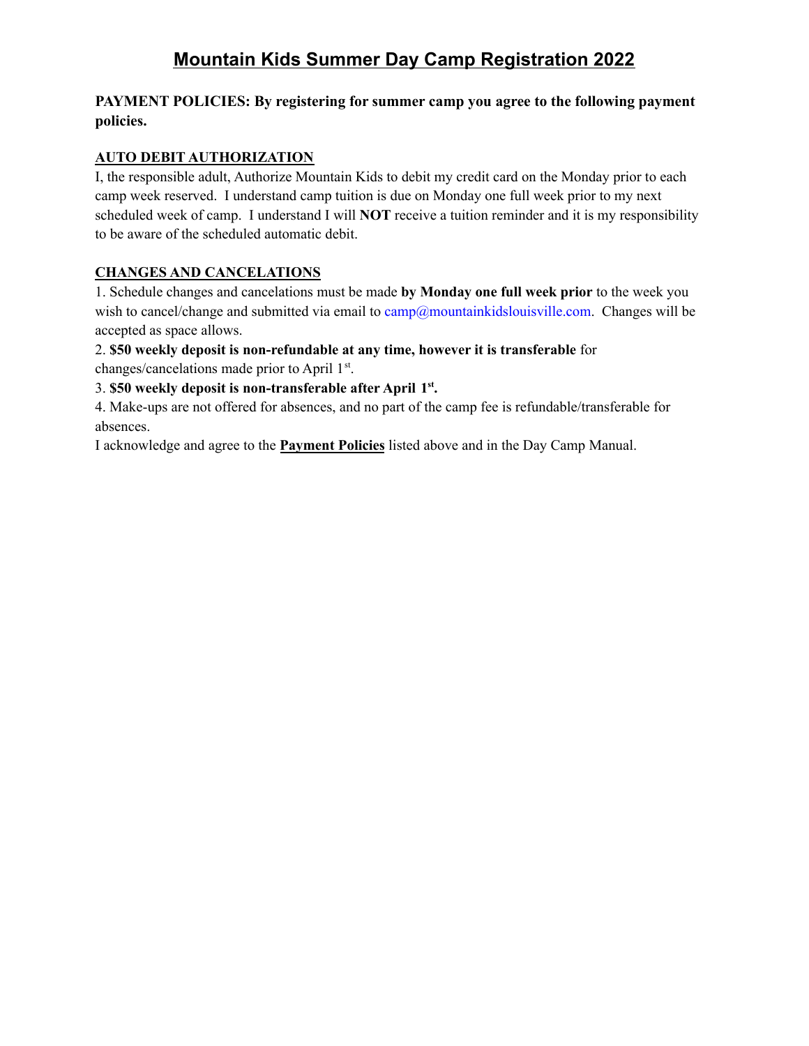# Mountain Kids Summer Day Camp Registration 2022

**PAYMENT POLICIES: By registering for summer camp you agree to the following payment policies.**

**AUTO DEBIT AUTHORIZATION**

I, the responsible adult, Authorize Mountain Kids to debit my credit card on the Monday prior to each camp week reserved. I understand camp tuition is due on Monday one full week prior to my next scheduled week of camp. I understand I will **NOT** receive a tuition reminder and it is my responsibility to be aware of the scheduled automatic debit.

**CHANGES AND CANCELATIONS**

1. Schedule changes and cancelations must be made **by Monday one full week prior** to the week you wish to cancel/change and submitted via email to camp@mountainkidslouisville.com. Changes will be accepted as space allows.
2. **$50 weekly deposit is non-refundable at any time, however it is transferable** for changes/cancelations made prior to April 1st.
3. **$50 weekly deposit is non-transferable after April 1st.**
4. Make-ups are not offered for absences, and no part of the camp fee is refundable/transferable for absences.

I acknowledge and agree to the **Payment Policies** listed above and in the Day Camp Manual.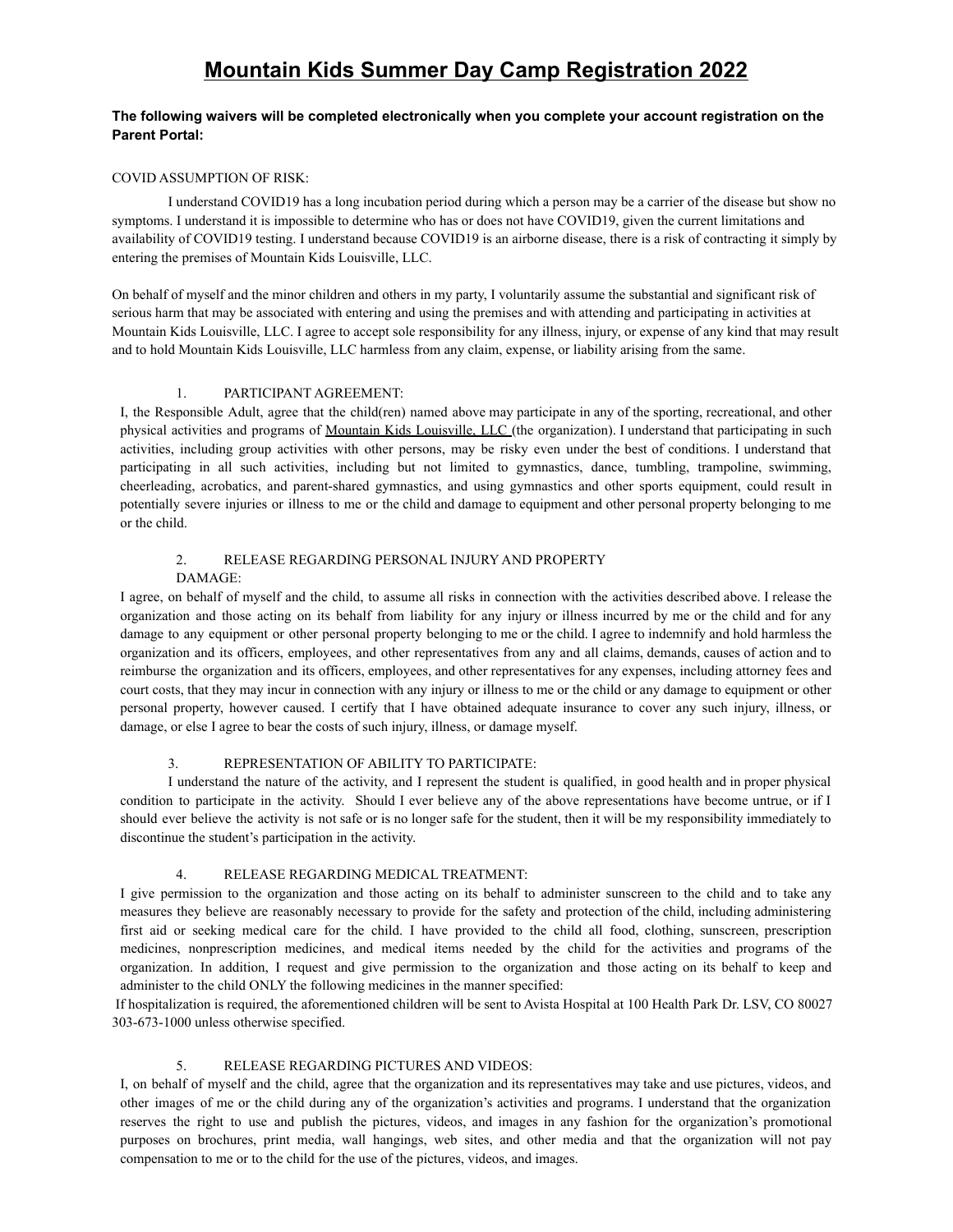# Mountain Kids Summer Day Camp Registration 2022

**The following waivers will be completed electronically when you complete your account registration on the Parent Portal:**

COVID ASSUMPTION OF RISK:

I understand COVID19 has a long incubation period during which a person may be a carrier of the disease but show no symptoms. I understand it is impossible to determine who has or does not have COVID19, given the current limitations and availability of COVID19 testing. I understand because COVID19 is an airborne disease, there is a risk of contracting it simply by entering the premises of Mountain Kids Louisville, LLC.

On behalf of myself and the minor children and others in my party, I voluntarily assume the substantial and significant risk of serious harm that may be associated with entering and using the premises and with attending and participating in activities at Mountain Kids Louisville, LLC. I agree to accept sole responsibility for any illness, injury, or expense of any kind that may result and to hold Mountain Kids Louisville, LLC harmless from any claim, expense, or liability arising from the same.

1. PARTICIPANT AGREEMENT:

I, the Responsible Adult, agree that the child(ren) named above may participate in any of the sporting, recreational, and other physical activities and programs of Mountain Kids Louisville, LLC (the organization). I understand that participating in such activities, including group activities with other persons, may be risky even under the best of conditions. I understand that participating in all such activities, including but not limited to gymnastics, dance, tumbling, trampoline, swimming, cheerleading, acrobatics, and parent-shared gymnastics, and using gymnastics and other sports equipment, could result in potentially severe injuries or illness to me or the child and damage to equipment and other personal property belonging to me or the child.

2. RELEASE REGARDING PERSONAL INJURY AND PROPERTY DAMAGE:

I agree, on behalf of myself and the child, to assume all risks in connection with the activities described above. I release the organization and those acting on its behalf from liability for any injury or illness incurred by me or the child and for any damage to any equipment or other personal property belonging to me or the child. I agree to indemnify and hold harmless the organization and its officers, employees, and other representatives from any and all claims, demands, causes of action and to reimburse the organization and its officers, employees, and other representatives for any expenses, including attorney fees and court costs, that they may incur in connection with any injury or illness to me or the child or any damage to equipment or other personal property, however caused. I certify that I have obtained adequate insurance to cover any such injury, illness, or damage, or else I agree to bear the costs of such injury, illness, or damage myself.

3. REPRESENTATION OF ABILITY TO PARTICIPATE:

I understand the nature of the activity, and I represent the student is qualified, in good health and in proper physical condition to participate in the activity. Should I ever believe any of the above representations have become untrue, or if I should ever believe the activity is not safe or is no longer safe for the student, then it will be my responsibility immediately to discontinue the student's participation in the activity.

4. RELEASE REGARDING MEDICAL TREATMENT:

I give permission to the organization and those acting on its behalf to administer sunscreen to the child and to take any measures they believe are reasonably necessary to provide for the safety and protection of the child, including administering first aid or seeking medical care for the child. I have provided to the child all food, clothing, sunscreen, prescription medicines, nonprescription medicines, and medical items needed by the child for the activities and programs of the organization. In addition, I request and give permission to the organization and those acting on its behalf to keep and administer to the child ONLY the following medicines in the manner specified:

If hospitalization is required, the aforementioned children will be sent to Avista Hospital at 100 Health Park Dr. LSV, CO 80027 303-673-1000 unless otherwise specified.

5. RELEASE REGARDING PICTURES AND VIDEOS:

I, on behalf of myself and the child, agree that the organization and its representatives may take and use pictures, videos, and other images of me or the child during any of the organization's activities and programs. I understand that the organization reserves the right to use and publish the pictures, videos, and images in any fashion for the organization's promotional purposes on brochures, print media, wall hangings, web sites, and other media and that the organization will not pay compensation to me or to the child for the use of the pictures, videos, and images.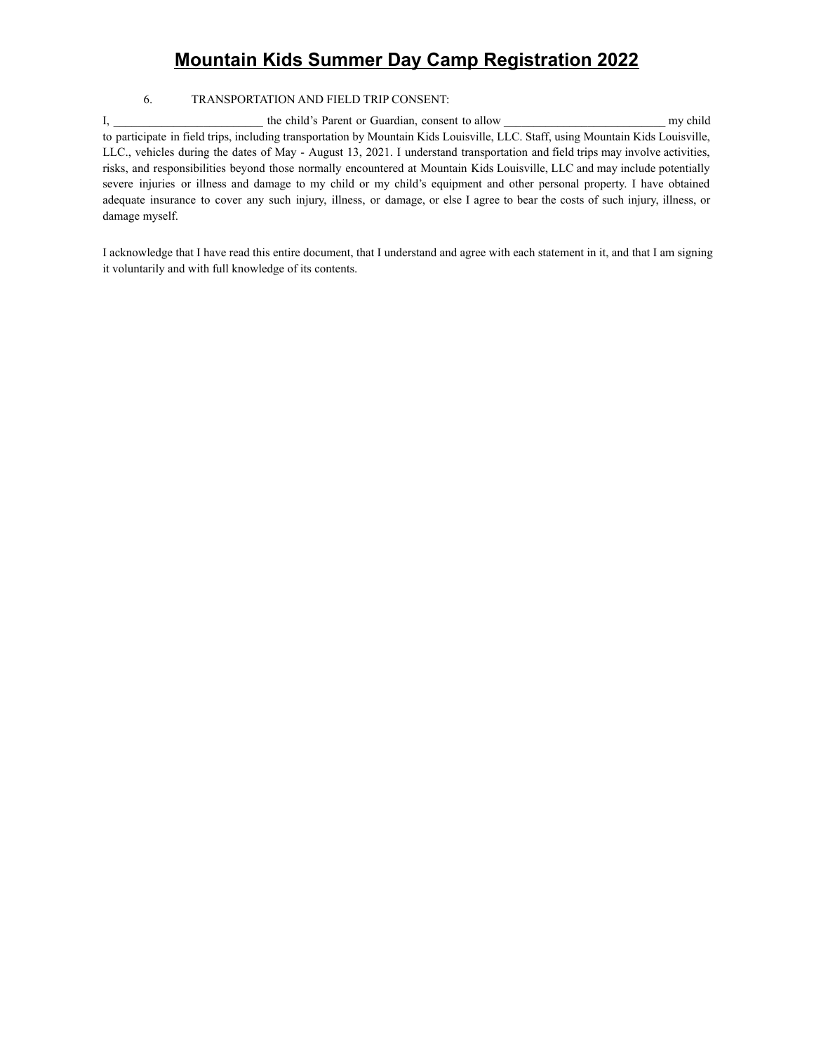# Mountain Kids Summer Day Camp Registration 2022

6. TRANSPORTATION AND FIELD TRIP CONSENT:

I, _________________________ the child's Parent or Guardian, consent to allow ___________________________ my child to participate in field trips, including transportation by Mountain Kids Louisville, LLC. Staff, using Mountain Kids Louisville, LLC., vehicles during the dates of May - August 13, 2021. I understand transportation and field trips may involve activities, risks, and responsibilities beyond those normally encountered at Mountain Kids Louisville, LLC and may include potentially severe injuries or illness and damage to my child or my child's equipment and other personal property. I have obtained adequate insurance to cover any such injury, illness, or damage, or else I agree to bear the costs of such injury, illness, or damage myself.

I acknowledge that I have read this entire document, that I understand and agree with each statement in it, and that I am signing it voluntarily and with full knowledge of its contents.